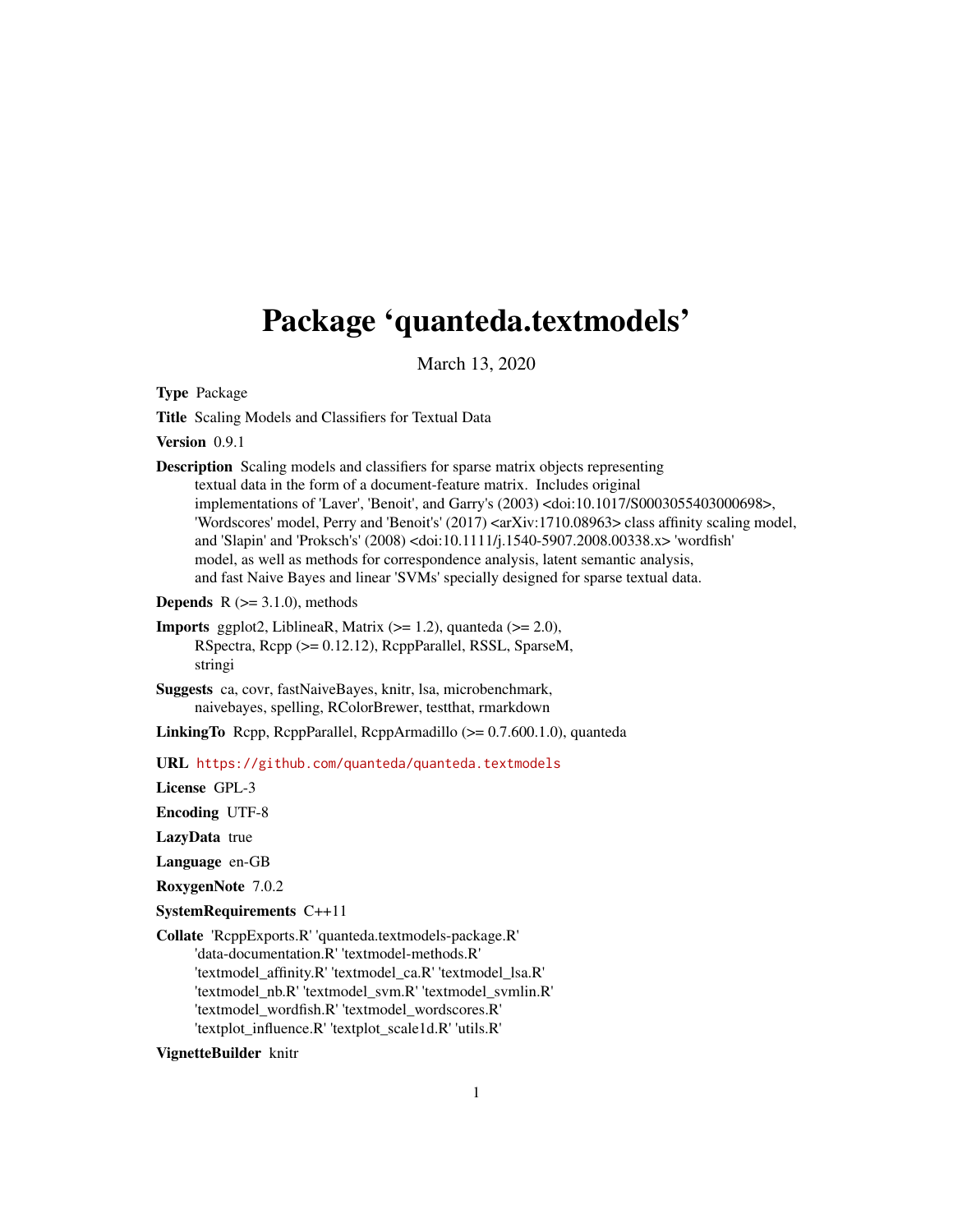# Package 'quanteda.textmodels'

March 13, 2020

**Type** Package

**Title** Scaling Models and Classifiers for Textual Data

**Version** 0.9.1

**Description** Scaling models and classifiers for sparse matrix objects representing textual data in the form of a document-feature matrix. Includes original implementations of 'Laver', 'Benoit', and Garry's (2003) <doi:10.1017/S0003055403000698>, 'Wordscores' model, Perry and 'Benoit's' (2017) <arXiv:1710.08963> class affinity scaling model, and 'Slapin' and 'Proksch's' (2008) <doi:10.1111/j.1540-5907.2008.00338.x> 'wordfish' model, as well as methods for correspondence analysis, latent semantic analysis, and fast Naive Bayes and linear 'SVMs' specially designed for sparse textual data.

**Depends** R (>= 3.1.0), methods

**Imports** ggplot2, LiblineaR, Matrix (>= 1.2), quanteda (>= 2.0), RSpectra, Rcpp (>= 0.12.12), RcppParallel, RSSL, SparseM, stringi

**Suggests** ca, covr, fastNaiveBayes, knitr, lsa, microbenchmark, naivebayes, spelling, RColorBrewer, testthat, rmarkdown

**LinkingTo** Rcpp, RcppParallel, RcppArmadillo (>= 0.7.600.1.0), quanteda

**URL** https://github.com/quanteda/quanteda.textmodels

**License** GPL-3

**Encoding** UTF-8

**LazyData** true

**Language** en-GB

**RoxygenNote** 7.0.2

**SystemRequirements** C++11

**Collate** 'RcppExports.R' 'quanteda.textmodels-package.R' 'data-documentation.R' 'textmodel-methods.R' 'textmodel_affinity.R' 'textmodel_ca.R' 'textmodel_lsa.R' 'textmodel_nb.R' 'textmodel_svm.R' 'textmodel_svmlin.R' 'textmodel_wordfish.R' 'textmodel_wordscores.R' 'textplot_influence.R' 'textplot_scale1d.R' 'utils.R'

**VignetteBuilder** knitr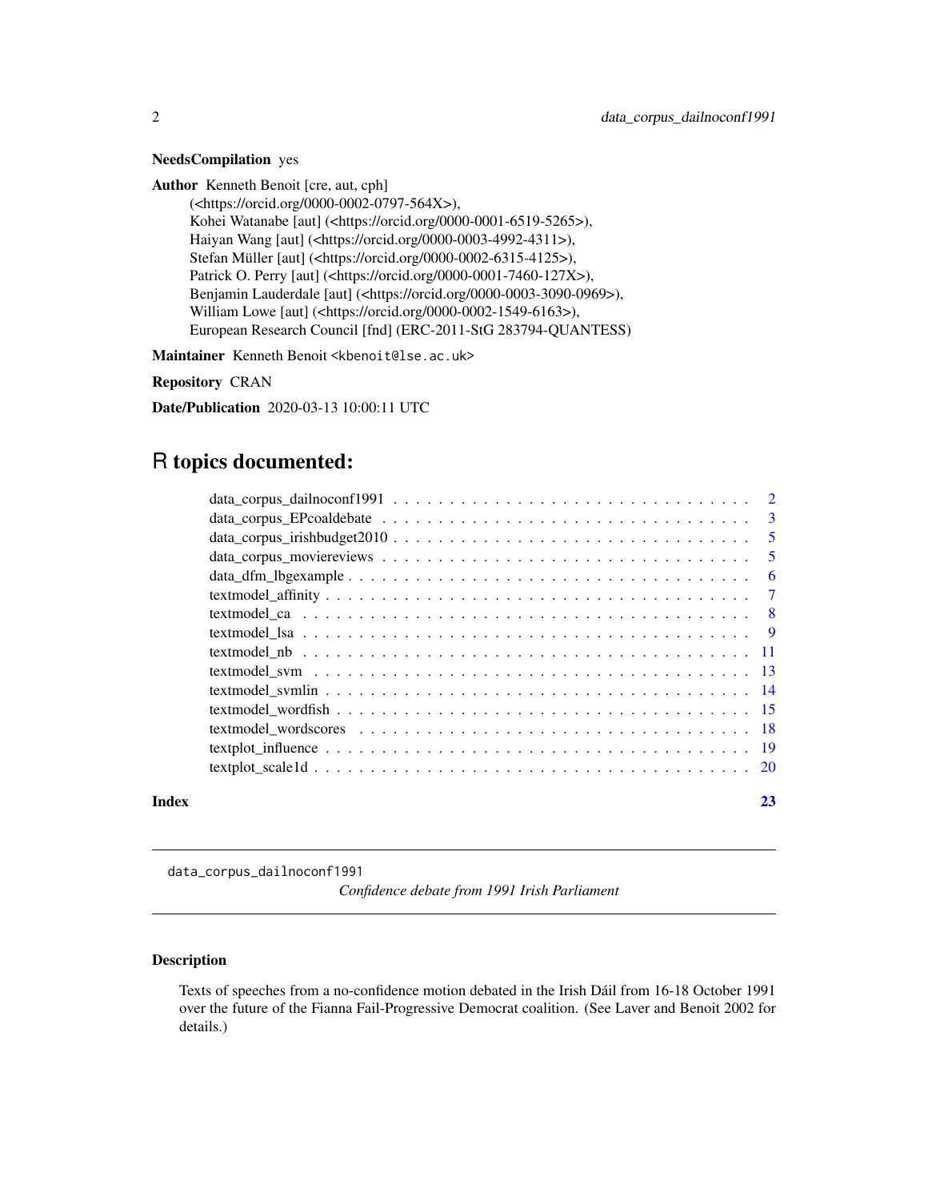**NeedsCompilation** yes

**Author** Kenneth Benoit [cre, aut, cph] (<https://orcid.org/0000-0002-0797-564X>), Kohei Watanabe [aut] (<https://orcid.org/0000-0001-6519-5265>), Haiyan Wang [aut] (<https://orcid.org/0000-0003-4992-4311>), Stefan Müller [aut] (<https://orcid.org/0000-0002-6315-4125>), Patrick O. Perry [aut] (<https://orcid.org/0000-0001-7460-127X>), Benjamin Lauderdale [aut] (<https://orcid.org/0000-0003-3090-0969>), William Lowe [aut] (<https://orcid.org/0000-0002-1549-6163>), European Research Council [fnd] (ERC-2011-StG 283794-QUANTESS)

**Maintainer** Kenneth Benoit <kbenoit@lse.ac.uk>

**Repository** CRAN

**Date/Publication** 2020-03-13 10:00:11 UTC

# R topics documented:

- data_corpus_dailnoconf1991 . . . . . 2
- data_corpus_EPcoaldebate . . . . . 3
- data_corpus_irishbudget2010 . . . . . 5
- data_corpus_moviereviews . . . . . 5
- data_dfm_lbgexample . . . . . 6
- textmodel_affinity . . . . . 7
- textmodel_ca . . . . . 8
- textmodel_lsa . . . . . 9
- textmodel_nb . . . . . 11
- textmodel_svm . . . . . 13
- textmodel_svmlin . . . . . 14
- textmodel_wordfish . . . . . 15
- textmodel_wordscores . . . . . 18
- textplot_influence . . . . . 19
- textplot_scale1d . . . . . 20

**Index** 23

---

`data_corpus_dailnoconf1991` *Confidence debate from 1991 Irish Parliament*

---

### Description

Texts of speeches from a no-confidence motion debated in the Irish Dáil from 16-18 October 1991 over the future of the Fianna Fail-Progressive Democrat coalition. (See Laver and Benoit 2002 for details.)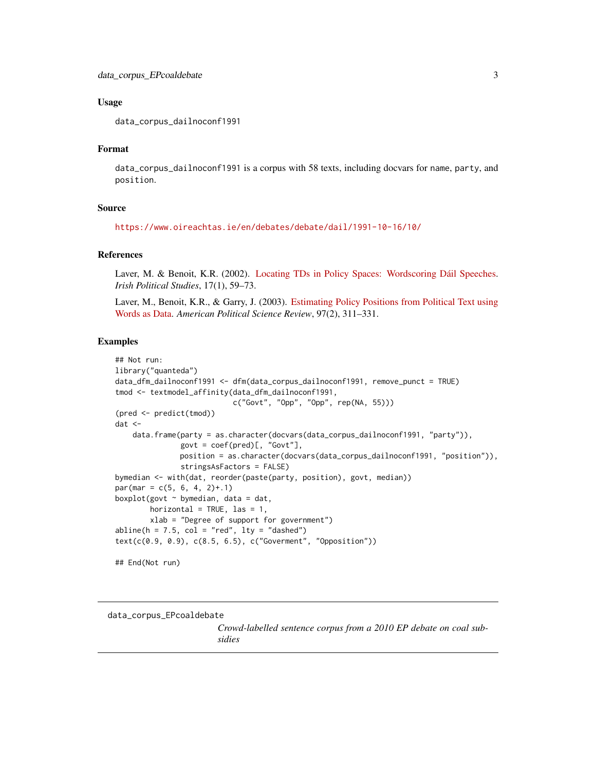## Usage

```
data_corpus_dailnoconf1991
```

## Format

`data_corpus_dailnoconf1991` is a corpus with 58 texts, including docvars for `name`, `party`, and `position`.

## Source

https://www.oireachtas.ie/en/debates/debate/dail/1991-10-16/10/

## References

Laver, M. & Benoit, K.R. (2002). Locating TDs in Policy Spaces: Wordscoring Dáil Speeches. *Irish Political Studies*, 17(1), 59–73.

Laver, M., Benoit, K.R., & Garry, J. (2003). Estimating Policy Positions from Political Text using Words as Data. *American Political Science Review*, 97(2), 311–331.

## Examples

```
## Not run:
library("quanteda")
data_dfm_dailnoconf1991 <- dfm(data_corpus_dailnoconf1991, remove_punct = TRUE)
tmod <- textmodel_affinity(data_dfm_dailnoconf1991,
                           c("Govt", "Opp", "Opp", rep(NA, 55)))
(pred <- predict(tmod))
dat <-
    data.frame(party = as.character(docvars(data_corpus_dailnoconf1991, "party")),
               govt = coef(pred)[, "Govt"],
               position = as.character(docvars(data_corpus_dailnoconf1991, "position")),
               stringsAsFactors = FALSE)
bymedian <- with(dat, reorder(paste(party, position), govt, median))
par(mar = c(5, 6, 4, 2)+.1)
boxplot(govt ~ bymedian, data = dat,
        horizontal = TRUE, las = 1,
        xlab = "Degree of support for government")
abline(h = 7.5, col = "red", lty = "dashed")
text(c(0.9, 0.9), c(8.5, 6.5), c("Goverment", "Opposition"))

## End(Not run)
```

---

`data_corpus_EPcoaldebate` *Crowd-labelled sentence corpus from a 2010 EP debate on coal subsidies*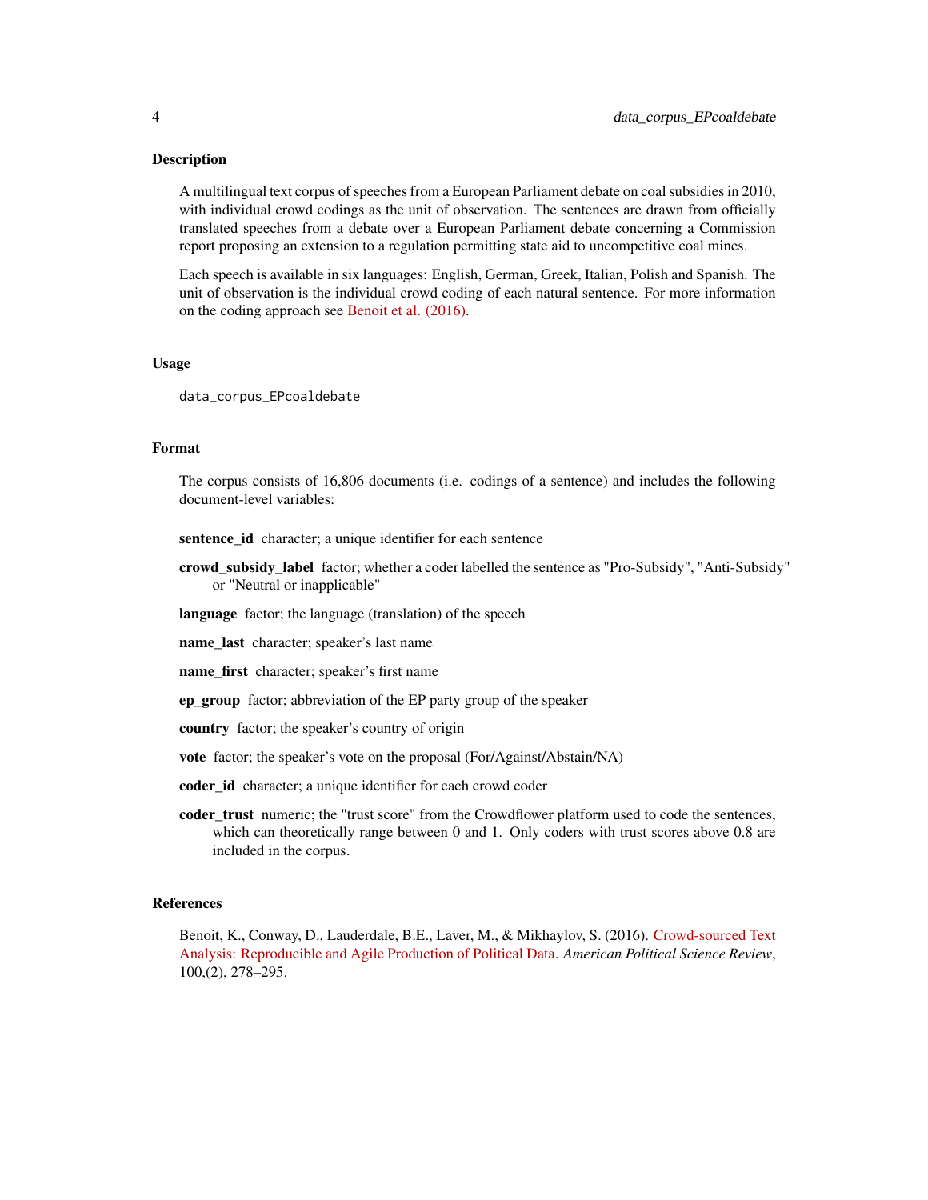## Description

A multilingual text corpus of speeches from a European Parliament debate on coal subsidies in 2010, with individual crowd codings as the unit of observation. The sentences are drawn from officially translated speeches from a debate over a European Parliament debate concerning a Commission report proposing an extension to a regulation permitting state aid to uncompetitive coal mines.

Each speech is available in six languages: English, German, Greek, Italian, Polish and Spanish. The unit of observation is the individual crowd coding of each natural sentence. For more information on the coding approach see Benoit et al. (2016).

## Usage

```
data_corpus_EPcoaldebate
```

## Format

The corpus consists of 16,806 documents (i.e. codings of a sentence) and includes the following document-level variables:

**sentence_id** character; a unique identifier for each sentence

**crowd_subsidy_label** factor; whether a coder labelled the sentence as "Pro-Subsidy", "Anti-Subsidy" or "Neutral or inapplicable"

**language** factor; the language (translation) of the speech

**name_last** character; speaker's last name

**name_first** character; speaker's first name

**ep_group** factor; abbreviation of the EP party group of the speaker

**country** factor; the speaker's country of origin

**vote** factor; the speaker's vote on the proposal (For/Against/Abstain/NA)

**coder_id** character; a unique identifier for each crowd coder

**coder_trust** numeric; the "trust score" from the Crowdflower platform used to code the sentences, which can theoretically range between 0 and 1. Only coders with trust scores above 0.8 are included in the corpus.

## References

Benoit, K., Conway, D., Lauderdale, B.E., Laver, M., & Mikhaylov, S. (2016). Crowd-sourced Text Analysis: Reproducible and Agile Production of Political Data. *American Political Science Review*, 100,(2), 278–295.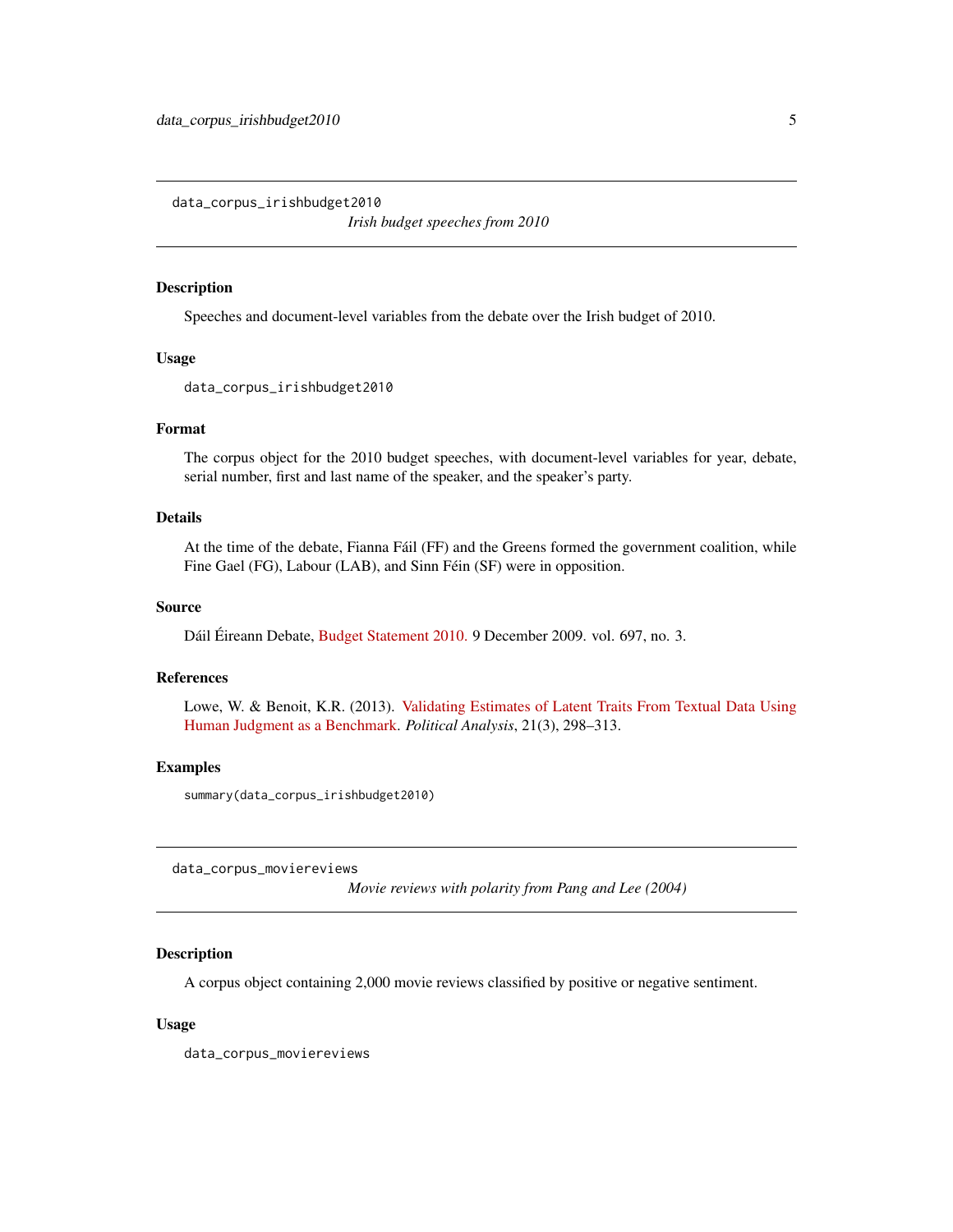## data_corpus_irishbudget2010

*Irish budget speeches from 2010*

### Description

Speeches and document-level variables from the debate over the Irish budget of 2010.

### Usage

```
data_corpus_irishbudget2010
```

### Format

The corpus object for the 2010 budget speeches, with document-level variables for year, debate, serial number, first and last name of the speaker, and the speaker's party.

### Details

At the time of the debate, Fianna Fáil (FF) and the Greens formed the government coalition, while Fine Gael (FG), Labour (LAB), and Sinn Féin (SF) were in opposition.

### Source

Dáil Éireann Debate, Budget Statement 2010. 9 December 2009. vol. 697, no. 3.

### References

Lowe, W. & Benoit, K.R. (2013). Validating Estimates of Latent Traits From Textual Data Using Human Judgment as a Benchmark. *Political Analysis*, 21(3), 298–313.

### Examples

```
summary(data_corpus_irishbudget2010)
```

## data_corpus_moviereviews

*Movie reviews with polarity from Pang and Lee (2004)*

### Description

A corpus object containing 2,000 movie reviews classified by positive or negative sentiment.

### Usage

```
data_corpus_moviereviews
```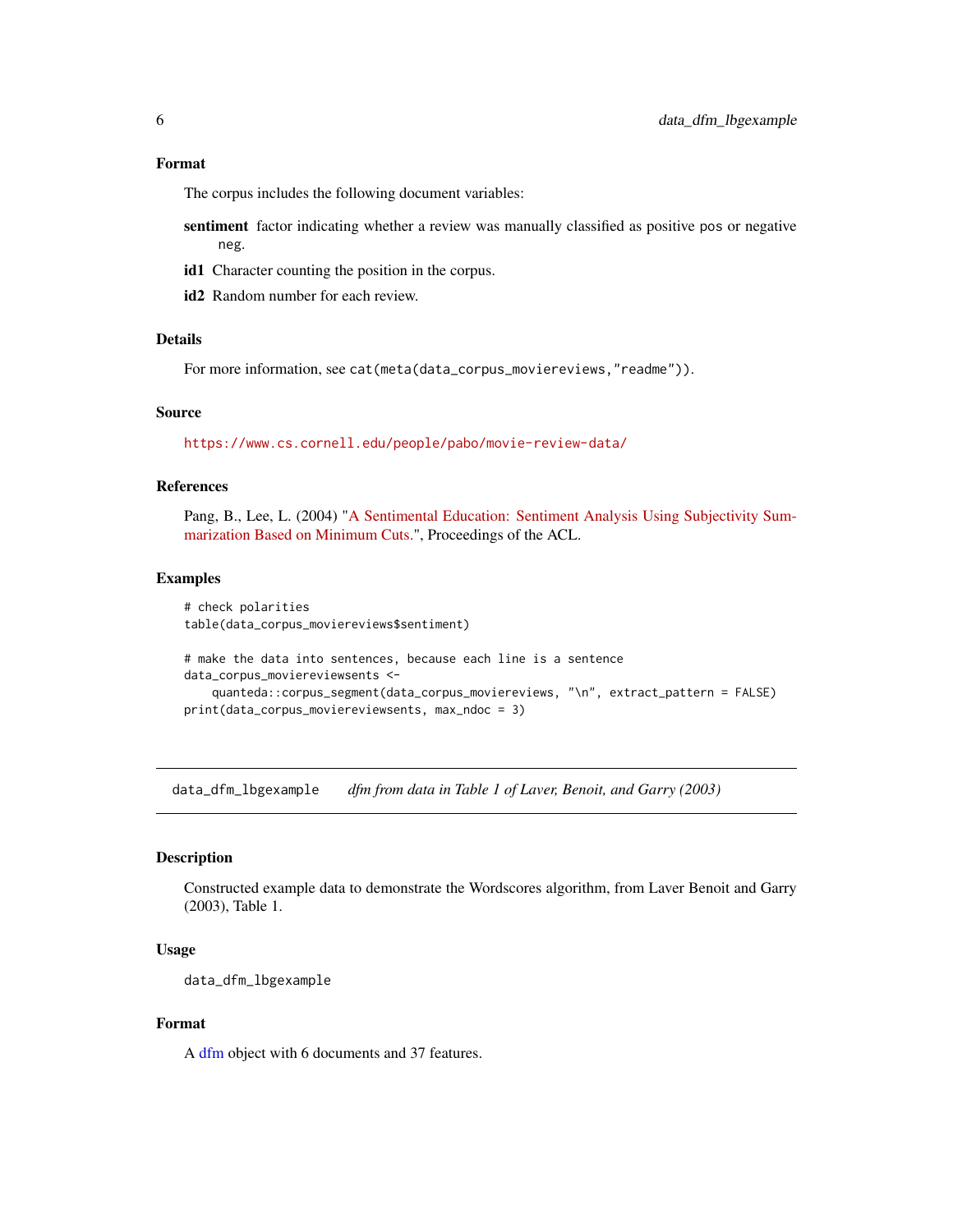### Format

The corpus includes the following document variables:

**sentiment** factor indicating whether a review was manually classified as positive `pos` or negative `neg`.

**id1** Character counting the position in the corpus.

**id2** Random number for each review.

### Details

For more information, see `cat(meta(data_corpus_moviereviews,"readme"))`.

### Source

https://www.cs.cornell.edu/people/pabo/movie-review-data/

### References

Pang, B., Lee, L. (2004) "A Sentimental Education: Sentiment Analysis Using Subjectivity Summarization Based on Minimum Cuts.", Proceedings of the ACL.

### Examples

```
# check polarities
table(data_corpus_moviereviews$sentiment)

# make the data into sentences, because each line is a sentence
data_corpus_moviereviewsents <-
    quanteda::corpus_segment(data_corpus_moviereviews, "\n", extract_pattern = FALSE)
print(data_corpus_moviereviewsents, max_ndoc = 3)
```

---

## data_dfm_lbgexample *dfm from data in Table 1 of Laver, Benoit, and Garry (2003)*

---

### Description

Constructed example data to demonstrate the Wordscores algorithm, from Laver Benoit and Garry (2003), Table 1.

### Usage

```
data_dfm_lbgexample
```

### Format

A dfm object with 6 documents and 37 features.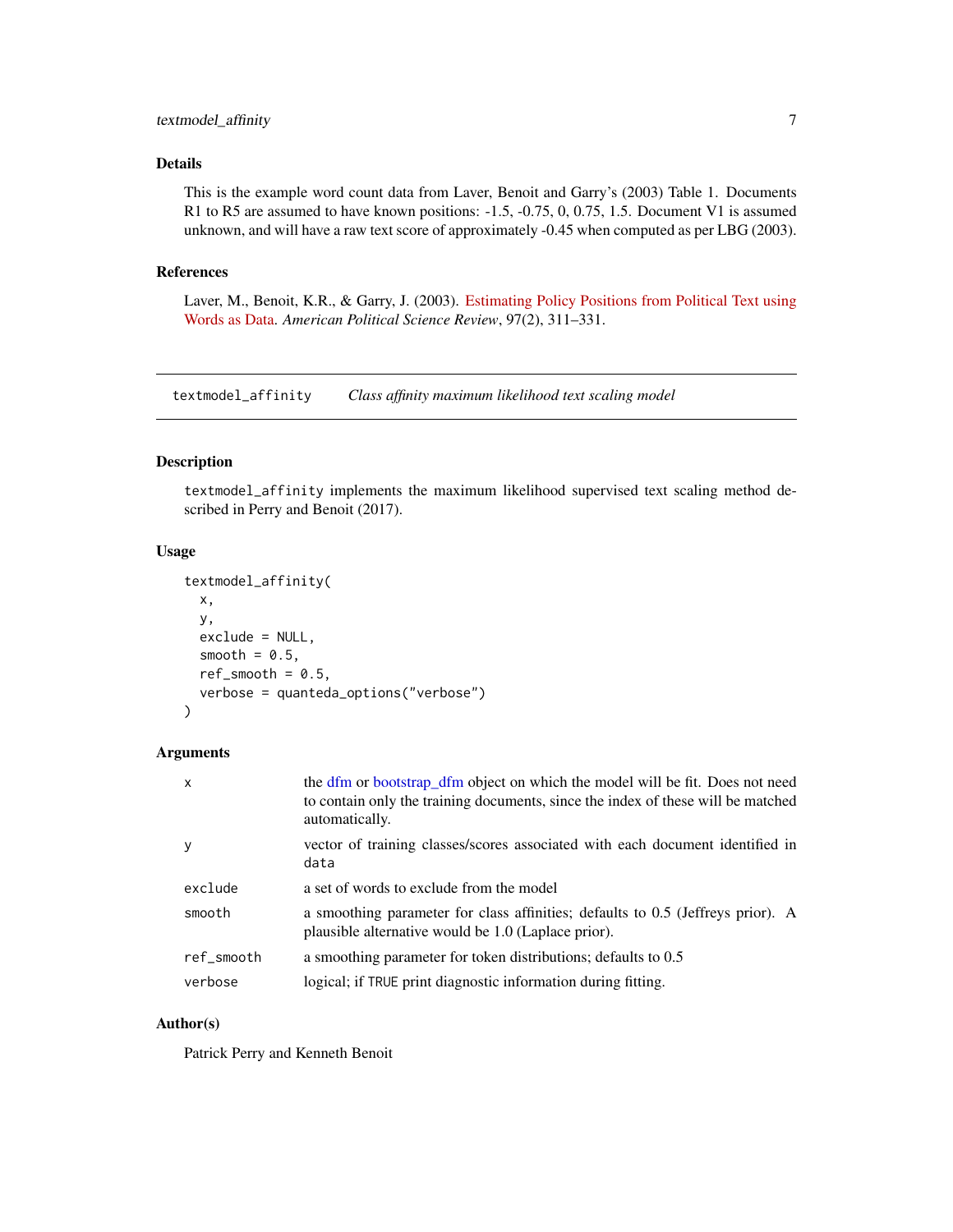### Details

This is the example word count data from Laver, Benoit and Garry's (2003) Table 1. Documents R1 to R5 are assumed to have known positions: -1.5, -0.75, 0, 0.75, 1.5. Document V1 is assumed unknown, and will have a raw text score of approximately -0.45 when computed as per LBG (2003).

### References

Laver, M., Benoit, K.R., & Garry, J. (2003). Estimating Policy Positions from Political Text using Words as Data. *American Political Science Review*, 97(2), 311–331.

---

## textmodel_affinity *Class affinity maximum likelihood text scaling model*

---

### Description

textmodel_affinity implements the maximum likelihood supervised text scaling method described in Perry and Benoit (2017).

### Usage

```
textmodel_affinity(
  x,
  y,
  exclude = NULL,
  smooth = 0.5,
  ref_smooth = 0.5,
  verbose = quanteda_options("verbose")
)
```

### Arguments

| | |
|---|---|
| x | the dfm or bootstrap_dfm object on which the model will be fit. Does not need to contain only the training documents, since the index of these will be matched automatically. |
| y | vector of training classes/scores associated with each document identified in data |
| exclude | a set of words to exclude from the model |
| smooth | a smoothing parameter for class affinities; defaults to 0.5 (Jeffreys prior). A plausible alternative would be 1.0 (Laplace prior). |
| ref_smooth | a smoothing parameter for token distributions; defaults to 0.5 |
| verbose | logical; if TRUE print diagnostic information during fitting. |

### Author(s)

Patrick Perry and Kenneth Benoit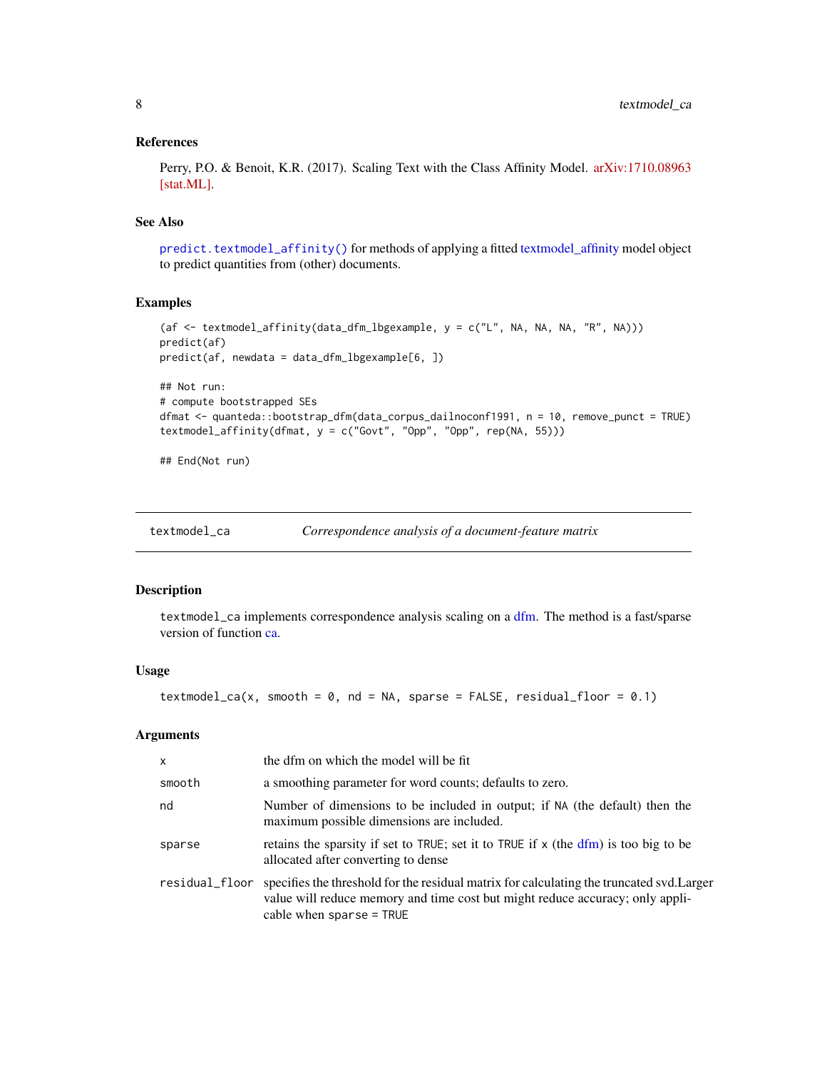### References

Perry, P.O. & Benoit, K.R. (2017). Scaling Text with the Class Affinity Model. arXiv:1710.08963 [stat.ML].

### See Also

`predict.textmodel_affinity()` for methods of applying a fitted textmodel_affinity model object to predict quantities from (other) documents.

### Examples

```
(af <- textmodel_affinity(data_dfm_lbgexample, y = c("L", NA, NA, NA, "R", NA)))
predict(af)
predict(af, newdata = data_dfm_lbgexample[6, ])

## Not run:
# compute bootstrapped SEs
dfmat <- quanteda::bootstrap_dfm(data_corpus_dailnoconf1991, n = 10, remove_punct = TRUE)
textmodel_affinity(dfmat, y = c("Govt", "Opp", "Opp", rep(NA, 55)))

## End(Not run)
```

---

## textmodel_ca — *Correspondence analysis of a document-feature matrix*

### Description

`textmodel_ca` implements correspondence analysis scaling on a dfm. The method is a fast/sparse version of function ca.

### Usage

```
textmodel_ca(x, smooth = 0, nd = NA, sparse = FALSE, residual_floor = 0.1)
```

### Arguments

| Argument | Description |
|---|---|
| `x` | the dfm on which the model will be fit |
| `smooth` | a smoothing parameter for word counts; defaults to zero. |
| `nd` | Number of dimensions to be included in output; if `NA` (the default) then the maximum possible dimensions are included. |
| `sparse` | retains the sparsity if set to `TRUE`; set it to `TRUE` if `x` (the dfm) is too big to be allocated after converting to dense |
| `residual_floor` | specifies the threshold for the residual matrix for calculating the truncated svd.Larger value will reduce memory and time cost but might reduce accuracy; only applicable when `sparse = TRUE` |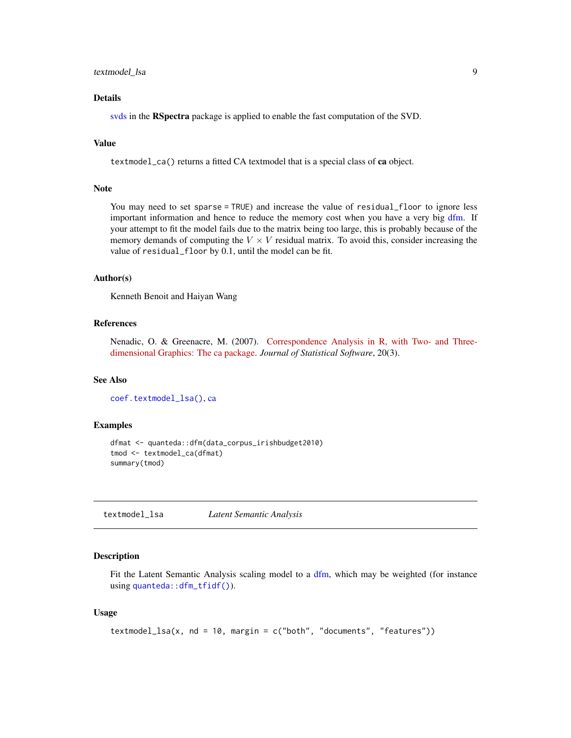## Details

svds in the **RSpectra** package is applied to enable the fast computation of the SVD.

## Value

`textmodel_ca()` returns a fitted CA textmodel that is a special class of **ca** object.

## Note

You may need to set `sparse = TRUE`) and increase the value of `residual_floor` to ignore less important information and hence to reduce the memory cost when you have a very big dfm. If your attempt to fit the model fails due to the matrix being too large, this is probably because of the memory demands of computing the $V \times V$ residual matrix. To avoid this, consider increasing the value of `residual_floor` by 0.1, until the model can be fit.

## Author(s)

Kenneth Benoit and Haiyan Wang

## References

Nenadic, O. & Greenacre, M. (2007). Correspondence Analysis in R, with Two- and Three-dimensional Graphics: The ca package. *Journal of Statistical Software*, 20(3).

## See Also

`coef.textmodel_lsa()`, ca

## Examples

```
dfmat <- quanteda::dfm(data_corpus_irishbudget2010)
tmod <- textmodel_ca(dfmat)
summary(tmod)
```

---

# textmodel_lsa    *Latent Semantic Analysis*

## Description

Fit the Latent Semantic Analysis scaling model to a dfm, which may be weighted (for instance using `quanteda::dfm_tfidf()`).

## Usage

```
textmodel_lsa(x, nd = 10, margin = c("both", "documents", "features"))
```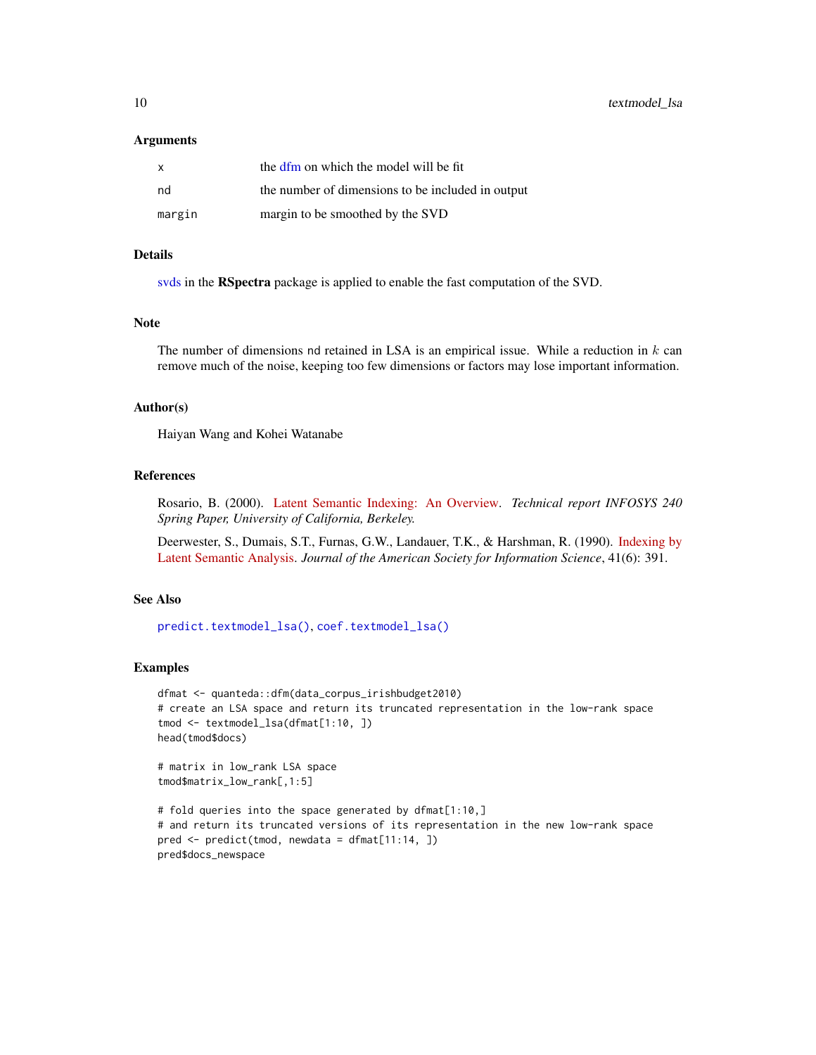### Arguments

| | |
|---|---|
| x | the dfm on which the model will be fit |
| nd | the number of dimensions to be included in output |
| margin | margin to be smoothed by the SVD |

### Details

svds in the **RSpectra** package is applied to enable the fast computation of the SVD.

### Note

The number of dimensions nd retained in LSA is an empirical issue. While a reduction in $k$ can remove much of the noise, keeping too few dimensions or factors may lose important information.

### Author(s)

Haiyan Wang and Kohei Watanabe

### References

Rosario, B. (2000). Latent Semantic Indexing: An Overview. *Technical report INFOSYS 240 Spring Paper, University of California, Berkeley.*

Deerwester, S., Dumais, S.T., Furnas, G.W., Landauer, T.K., & Harshman, R. (1990). Indexing by Latent Semantic Analysis. *Journal of the American Society for Information Science*, 41(6): 391.

### See Also

`predict.textmodel_lsa()`, `coef.textmodel_lsa()`

### Examples

```
dfmat <- quanteda::dfm(data_corpus_irishbudget2010)
# create an LSA space and return its truncated representation in the low-rank space
tmod <- textmodel_lsa(dfmat[1:10, ])
head(tmod$docs)

# matrix in low_rank LSA space
tmod$matrix_low_rank[,1:5]

# fold queries into the space generated by dfmat[1:10,]
# and return its truncated versions of its representation in the new low-rank space
pred <- predict(tmod, newdata = dfmat[11:14, ])
pred$docs_newspace
```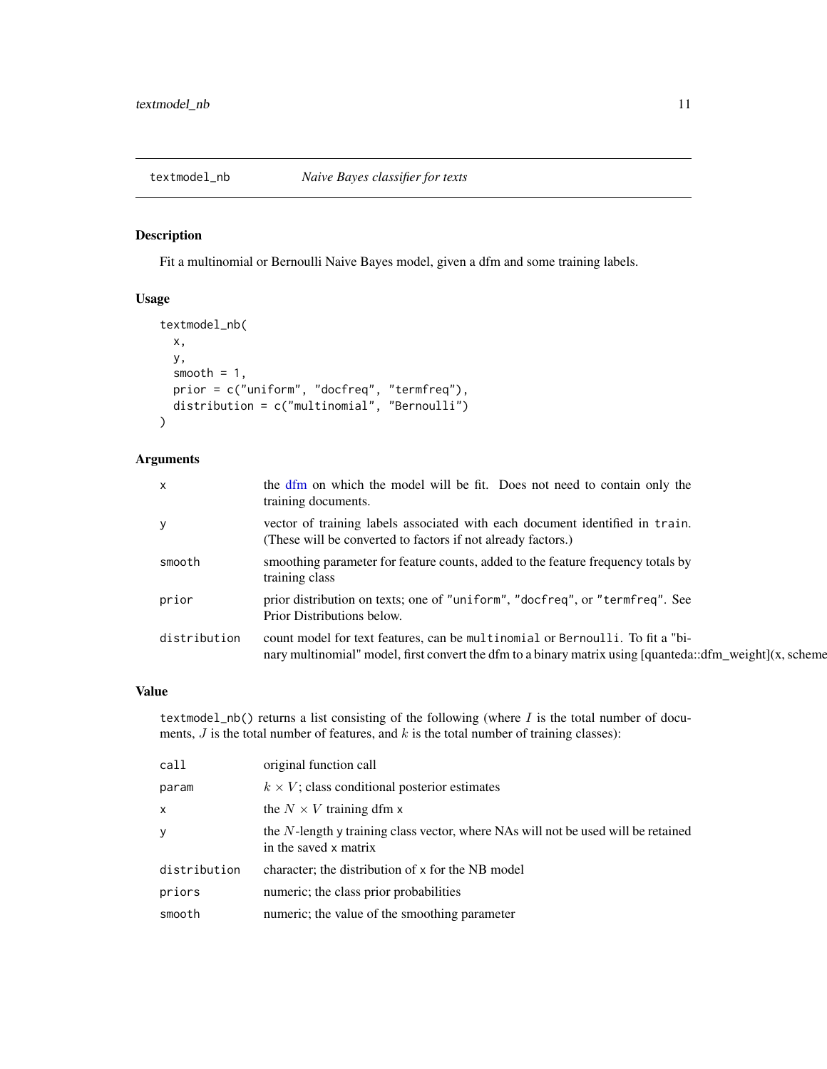## textmodel_nb — *Naive Bayes classifier for texts*

### Description

Fit a multinomial or Bernoulli Naive Bayes model, given a dfm and some training labels.

### Usage

```
textmodel_nb(
  x,
  y,
  smooth = 1,
  prior = c("uniform", "docfreq", "termfreq"),
  distribution = c("multinomial", "Bernoulli")
)
```

### Arguments

| | |
|---|---|
| `x` | the dfm on which the model will be fit. Does not need to contain only the training documents. |
| `y` | vector of training labels associated with each document identified in `train`. (These will be converted to factors if not already factors.) |
| `smooth` | smoothing parameter for feature counts, added to the feature frequency totals by training class |
| `prior` | prior distribution on texts; one of `"uniform"`, `"docfreq"`, or `"termfreq"`. See Prior Distributions below. |
| `distribution` | count model for text features, can be `multinomial` or `Bernoulli`. To fit a "binary multinomial" model, first convert the dfm to a binary matrix using [quanteda::dfm_weight](x, scheme |

### Value

`textmodel_nb()` returns a list consisting of the following (where $I$ is the total number of documents, $J$ is the total number of features, and $k$ is the total number of training classes):

| | |
|---|---|
| `call` | original function call |
| `param` | $k \times V$; class conditional posterior estimates |
| `x` | the $N \times V$ training dfm `x` |
| `y` | the $N$-length `y` training class vector, where NAs will not be used will be retained in the saved `x` matrix |
| `distribution` | character; the distribution of `x` for the NB model |
| `priors` | numeric; the class prior probabilities |
| `smooth` | numeric; the value of the smoothing parameter |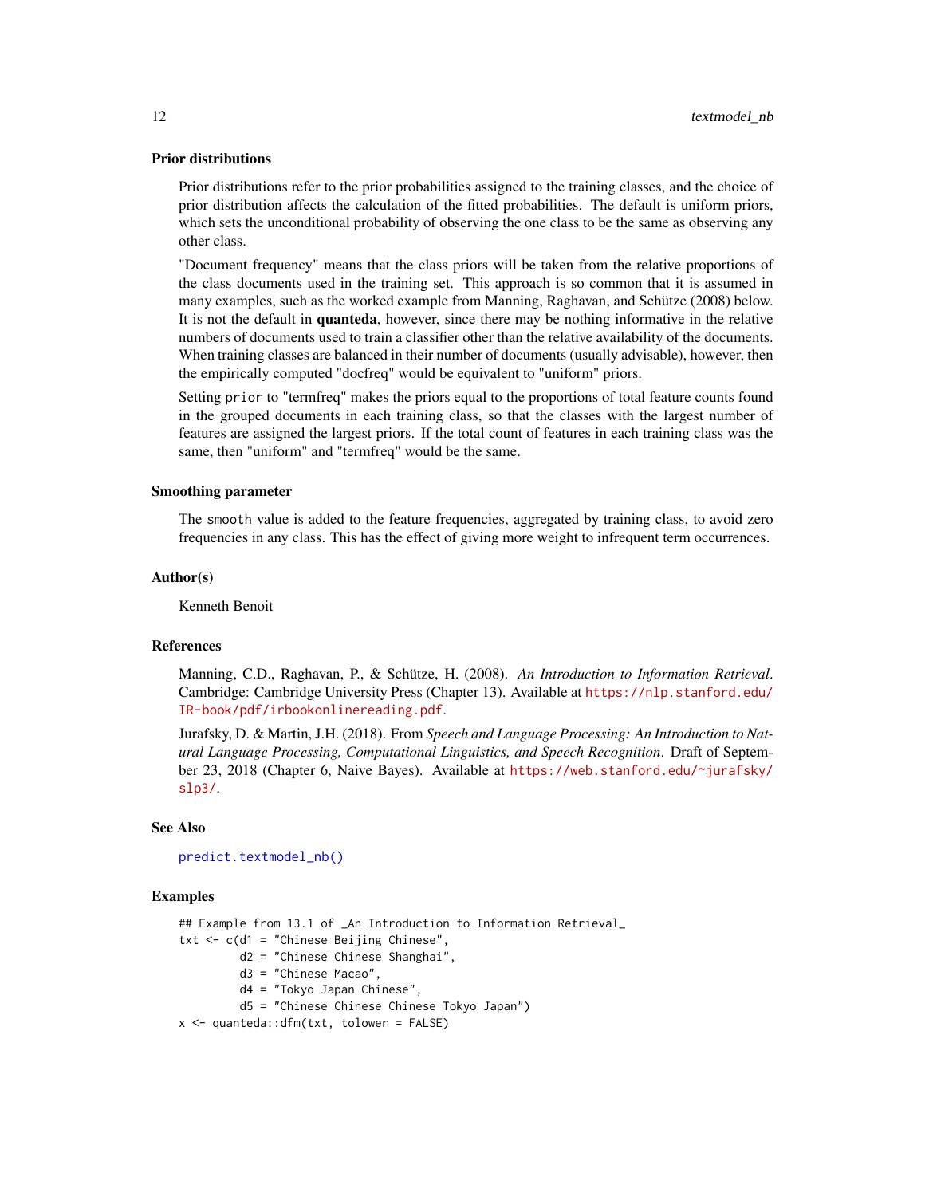### Prior distributions

Prior distributions refer to the prior probabilities assigned to the training classes, and the choice of prior distribution affects the calculation of the fitted probabilities. The default is uniform priors, which sets the unconditional probability of observing the one class to be the same as observing any other class.

"Document frequency" means that the class priors will be taken from the relative proportions of the class documents used in the training set. This approach is so common that it is assumed in many examples, such as the worked example from Manning, Raghavan, and Schütze (2008) below. It is not the default in **quanteda**, however, since there may be nothing informative in the relative numbers of documents used to train a classifier other than the relative availability of the documents. When training classes are balanced in their number of documents (usually advisable), however, then the empirically computed "docfreq" would be equivalent to "uniform" priors.

Setting `prior` to "termfreq" makes the priors equal to the proportions of total feature counts found in the grouped documents in each training class, so that the classes with the largest number of features are assigned the largest priors. If the total count of features in each training class was the same, then "uniform" and "termfreq" would be the same.

### Smoothing parameter

The `smooth` value is added to the feature frequencies, aggregated by training class, to avoid zero frequencies in any class. This has the effect of giving more weight to infrequent term occurrences.

### Author(s)

Kenneth Benoit

### References

Manning, C.D., Raghavan, P., & Schütze, H. (2008). *An Introduction to Information Retrieval*. Cambridge: Cambridge University Press (Chapter 13). Available at https://nlp.stanford.edu/IR-book/pdf/irbookonlinereading.pdf.

Jurafsky, D. & Martin, J.H. (2018). From *Speech and Language Processing: An Introduction to Natural Language Processing, Computational Linguistics, and Speech Recognition*. Draft of September 23, 2018 (Chapter 6, Naive Bayes). Available at https://web.stanford.edu/~jurafsky/slp3/.

### See Also

`predict.textmodel_nb()`

### Examples

```
## Example from 13.1 of _An Introduction to Information Retrieval_
txt <- c(d1 = "Chinese Beijing Chinese",
         d2 = "Chinese Chinese Shanghai",
         d3 = "Chinese Macao",
         d4 = "Tokyo Japan Chinese",
         d5 = "Chinese Chinese Chinese Tokyo Japan")
x <- quanteda::dfm(txt, tolower = FALSE)
```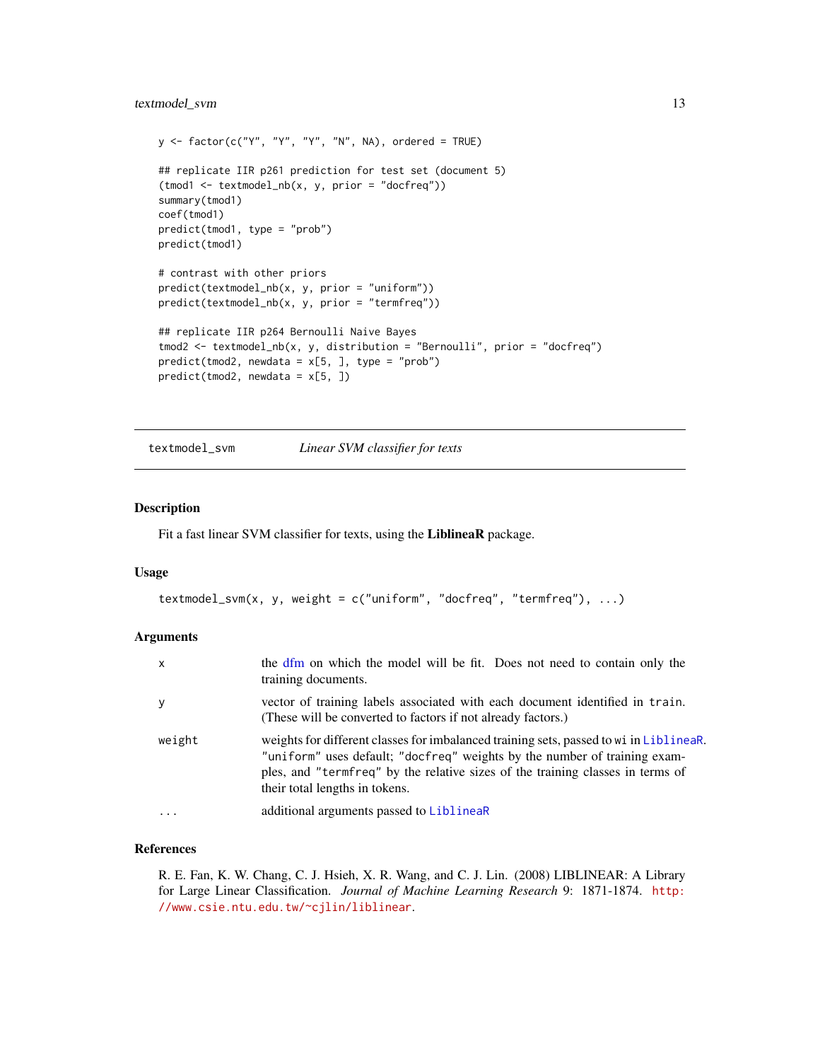```
y <- factor(c("Y", "Y", "Y", "N", NA), ordered = TRUE)

## replicate IIR p261 prediction for test set (document 5)
(tmod1 <- textmodel_nb(x, y, prior = "docfreq"))
summary(tmod1)
coef(tmod1)
predict(tmod1, type = "prob")
predict(tmod1)

# contrast with other priors
predict(textmodel_nb(x, y, prior = "uniform"))
predict(textmodel_nb(x, y, prior = "termfreq"))

## replicate IIR p264 Bernoulli Naive Bayes
tmod2 <- textmodel_nb(x, y, distribution = "Bernoulli", prior = "docfreq")
predict(tmod2, newdata = x[5, ], type = "prob")
predict(tmod2, newdata = x[5, ])
```

---

## textmodel_svm — *Linear SVM classifier for texts*

### Description

Fit a fast linear SVM classifier for texts, using the **LiblineaR** package.

### Usage

```
textmodel_svm(x, y, weight = c("uniform", "docfreq", "termfreq"), ...)
```

### Arguments

| | |
|---|---|
| `x` | the dfm on which the model will be fit. Does not need to contain only the training documents. |
| `y` | vector of training labels associated with each document identified in `train`. (These will be converted to factors if not already factors.) |
| `weight` | weights for different classes for imbalanced training sets, passed to `wi` in `LiblineaR`. `"uniform"` uses default; `"docfreq"` weights by the number of training examples, and `"termfreq"` by the relative sizes of the training classes in terms of their total lengths in tokens. |
| `...` | additional arguments passed to `LiblineaR` |

### References

R. E. Fan, K. W. Chang, C. J. Hsieh, X. R. Wang, and C. J. Lin. (2008) LIBLINEAR: A Library for Large Linear Classification. *Journal of Machine Learning Research* 9: 1871-1874. http://www.csie.ntu.edu.tw/~cjlin/liblinear.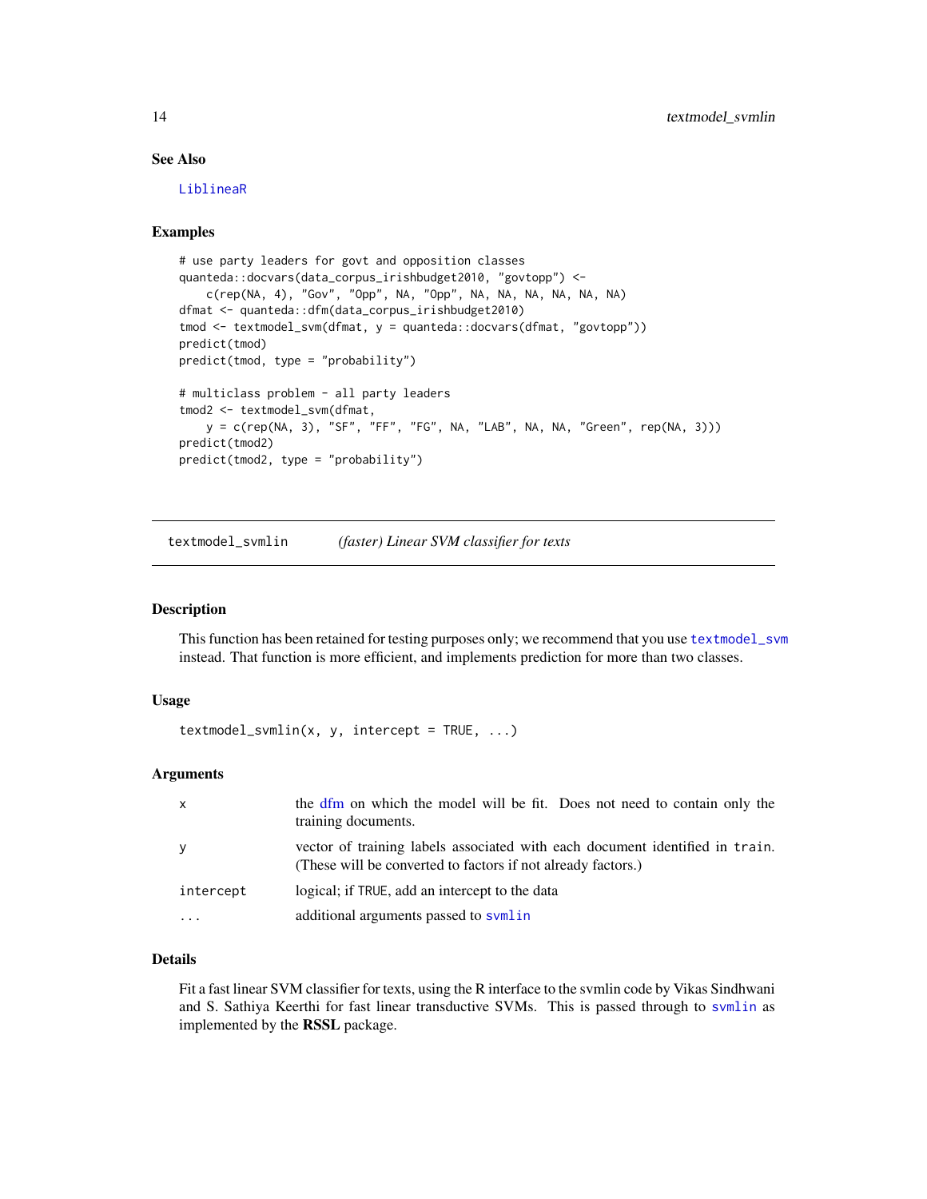## See Also

LiblineaR

## Examples

```
# use party leaders for govt and opposition classes
quanteda::docvars(data_corpus_irishbudget2010, "govtopp") <-
    c(rep(NA, 4), "Gov", "Opp", NA, "Opp", NA, NA, NA, NA, NA, NA)
dfmat <- quanteda::dfm(data_corpus_irishbudget2010)
tmod <- textmodel_svm(dfmat, y = quanteda::docvars(dfmat, "govtopp"))
predict(tmod)
predict(tmod, type = "probability")

# multiclass problem - all party leaders
tmod2 <- textmodel_svm(dfmat,
    y = c(rep(NA, 3), "SF", "FF", "FG", NA, "LAB", NA, NA, "Green", rep(NA, 3)))
predict(tmod2)
predict(tmod2, type = "probability")
```

---

# textmodel_svmlin *(faster) Linear SVM classifier for texts*

---

## Description

This function has been retained for testing purposes only; we recommend that you use textmodel_svm instead. That function is more efficient, and implements prediction for more than two classes.

## Usage

```
textmodel_svmlin(x, y, intercept = TRUE, ...)
```

## Arguments

| | |
|---|---|
| x | the dfm on which the model will be fit. Does not need to contain only the training documents. |
| y | vector of training labels associated with each document identified in `train`. (These will be converted to factors if not already factors.) |
| intercept | logical; if `TRUE`, add an intercept to the data |
| ... | additional arguments passed to svmlin |

## Details

Fit a fast linear SVM classifier for texts, using the R interface to the svmlin code by Vikas Sindhwani and S. Sathiya Keerthi for fast linear transductive SVMs. This is passed through to svmlin as implemented by the **RSSL** package.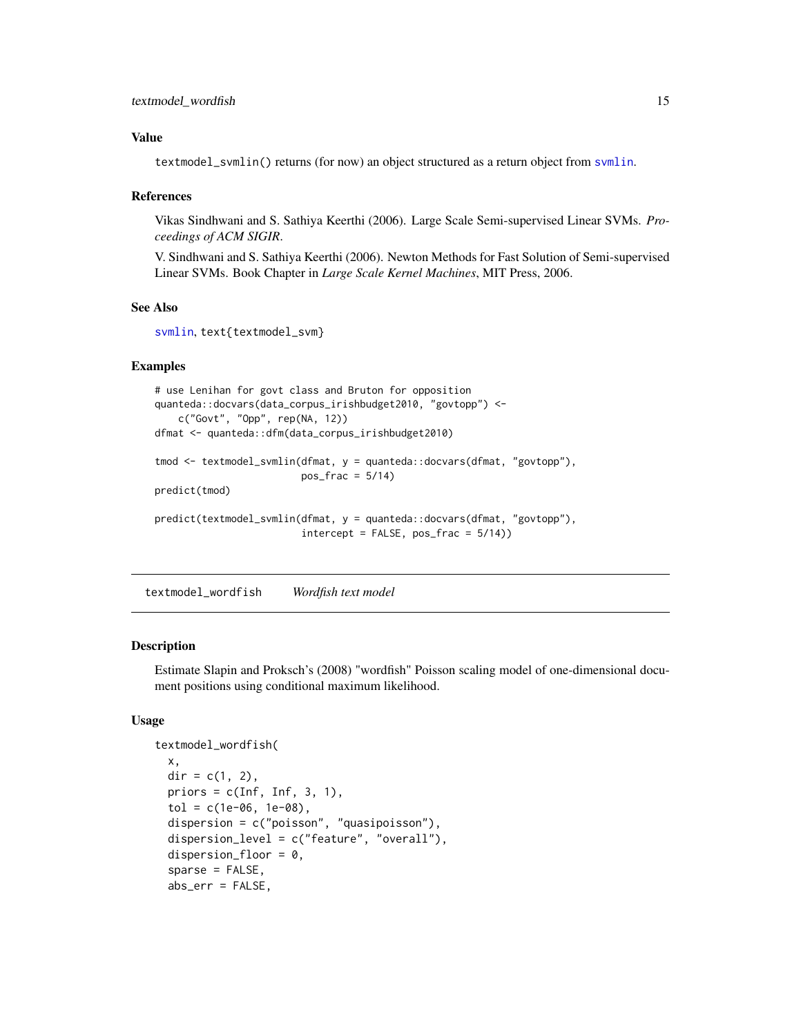### Value

`textmodel_svmlin()` returns (for now) an object structured as a return object from svmlin.

### References

Vikas Sindhwani and S. Sathiya Keerthi (2006). Large Scale Semi-supervised Linear SVMs. *Proceedings of ACM SIGIR*.

V. Sindhwani and S. Sathiya Keerthi (2006). Newton Methods for Fast Solution of Semi-supervised Linear SVMs. Book Chapter in *Large Scale Kernel Machines*, MIT Press, 2006.

### See Also

svmlin, text{textmodel_svm}

### Examples

```
# use Lenihan for govt class and Bruton for opposition
quanteda::docvars(data_corpus_irishbudget2010, "govtopp") <-
    c("Govt", "Opp", rep(NA, 12))
dfmat <- quanteda::dfm(data_corpus_irishbudget2010)

tmod <- textmodel_svmlin(dfmat, y = quanteda::docvars(dfmat, "govtopp"),
                         pos_frac = 5/14)
predict(tmod)

predict(textmodel_svmlin(dfmat, y = quanteda::docvars(dfmat, "govtopp"),
                         intercept = FALSE, pos_frac = 5/14))
```

---

## textmodel_wordfish    *Wordfish text model*

### Description

Estimate Slapin and Proksch's (2008) "wordfish" Poisson scaling model of one-dimensional document positions using conditional maximum likelihood.

### Usage

```
textmodel_wordfish(
  x,
  dir = c(1, 2),
  priors = c(Inf, Inf, 3, 1),
  tol = c(1e-06, 1e-08),
  dispersion = c("poisson", "quasipoisson"),
  dispersion_level = c("feature", "overall"),
  dispersion_floor = 0,
  sparse = FALSE,
  abs_err = FALSE,
```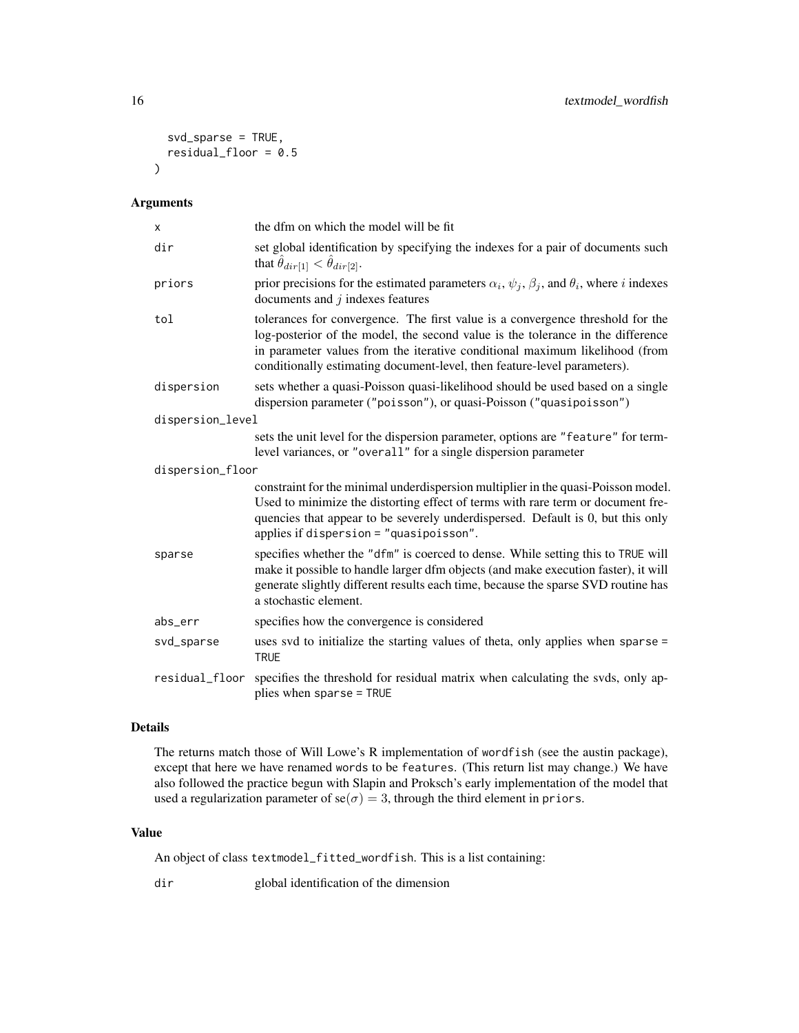```
  svd_sparse = TRUE,
  residual_floor = 0.5
)
```

### Arguments

| | |
|---|---|
| x | the dfm on which the model will be fit |
| dir | set global identification by specifying the indexes for a pair of documents such that $\hat{\theta}_{dir[1]} < \hat{\theta}_{dir[2]}$. |
| priors | prior precisions for the estimated parameters $\alpha_i$, $\psi_j$, $\beta_j$, and $\theta_i$, where $i$ indexes documents and $j$ indexes features |
| tol | tolerances for convergence. The first value is a convergence threshold for the log-posterior of the model, the second value is the tolerance in the difference in parameter values from the iterative conditional maximum likelihood (from conditionally estimating document-level, then feature-level parameters). |
| dispersion | sets whether a quasi-Poisson quasi-likelihood should be used based on a single dispersion parameter ("poisson"), or quasi-Poisson ("quasipoisson") |
| dispersion_level | sets the unit level for the dispersion parameter, options are "feature" for term-level variances, or "overall" for a single dispersion parameter |
| dispersion_floor | constraint for the minimal underdispersion multiplier in the quasi-Poisson model. Used to minimize the distorting effect of terms with rare term or document frequencies that appear to be severely underdispersed. Default is 0, but this only applies if dispersion = "quasipoisson". |
| sparse | specifies whether the "dfm" is coerced to dense. While setting this to TRUE will make it possible to handle larger dfm objects (and make execution faster), it will generate slightly different results each time, because the sparse SVD routine has a stochastic element. |
| abs_err | specifies how the convergence is considered |
| svd_sparse | uses svd to initialize the starting values of theta, only applies when sparse = TRUE |
| residual_floor | specifies the threshold for residual matrix when calculating the svds, only applies when sparse = TRUE |

### Details

The returns match those of Will Lowe's R implementation of wordfish (see the austin package), except that here we have renamed words to be features. (This return list may change.) We have also followed the practice begun with Slapin and Proksch's early implementation of the model that used a regularization parameter of $\text{se}(\sigma) = 3$, through the third element in priors.

### Value

An object of class textmodel_fitted_wordfish. This is a list containing:

| | |
|---|---|
| dir | global identification of the dimension |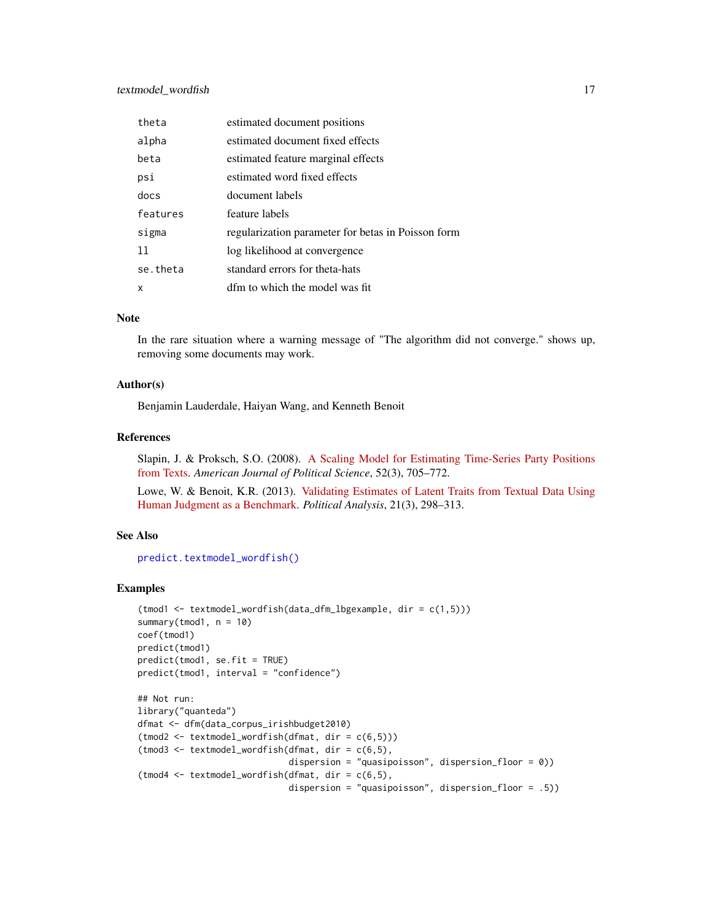| | |
|---|---|
| `theta` | estimated document positions |
| `alpha` | estimated document fixed effects |
| `beta` | estimated feature marginal effects |
| `psi` | estimated word fixed effects |
| `docs` | document labels |
| `features` | feature labels |
| `sigma` | regularization parameter for betas in Poisson form |
| `ll` | log likelihood at convergence |
| `se.theta` | standard errors for theta-hats |
| `x` | dfm to which the model was fit |

## Note

In the rare situation where a warning message of "The algorithm did not converge." shows up, removing some documents may work.

## Author(s)

Benjamin Lauderdale, Haiyan Wang, and Kenneth Benoit

## References

Slapin, J. & Proksch, S.O. (2008). A Scaling Model for Estimating Time-Series Party Positions from Texts. *American Journal of Political Science*, 52(3), 705–772.

Lowe, W. & Benoit, K.R. (2013). Validating Estimates of Latent Traits from Textual Data Using Human Judgment as a Benchmark. *Political Analysis*, 21(3), 298–313.

## See Also

`predict.textmodel_wordfish()`

## Examples

```
(tmod1 <- textmodel_wordfish(data_dfm_lbgexample, dir = c(1,5)))
summary(tmod1, n = 10)
coef(tmod1)
predict(tmod1)
predict(tmod1, se.fit = TRUE)
predict(tmod1, interval = "confidence")

## Not run:
library("quanteda")
dfmat <- dfm(data_corpus_irishbudget2010)
(tmod2 <- textmodel_wordfish(dfmat, dir = c(6,5)))
(tmod3 <- textmodel_wordfish(dfmat, dir = c(6,5),
                             dispersion = "quasipoisson", dispersion_floor = 0))
(tmod4 <- textmodel_wordfish(dfmat, dir = c(6,5),
                             dispersion = "quasipoisson", dispersion_floor = .5))
```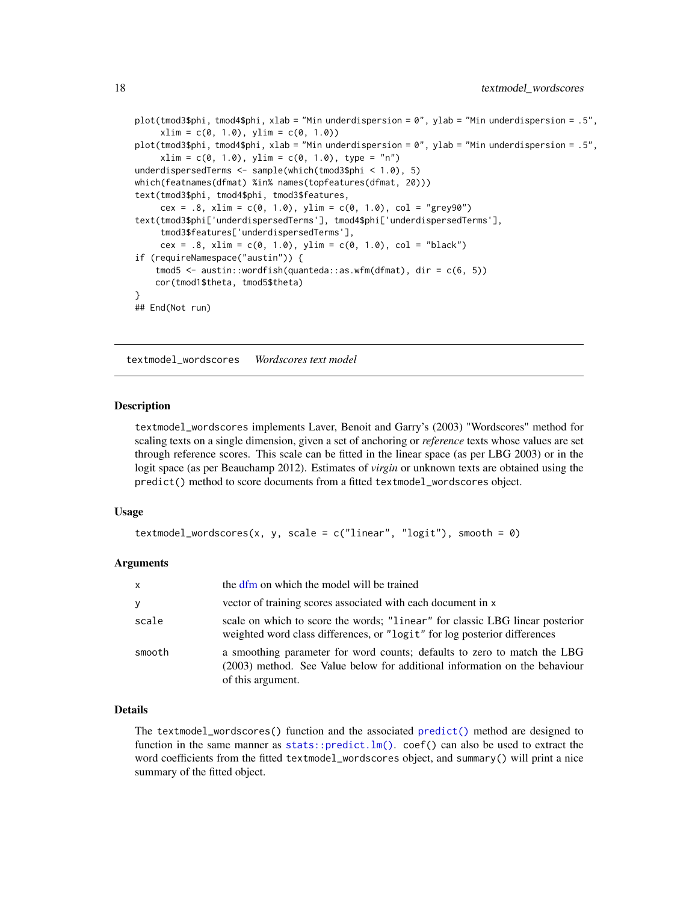```
plot(tmod3$phi, tmod4$phi, xlab = "Min underdispersion = 0", ylab = "Min underdispersion = .5",
     xlim = c(0, 1.0), ylim = c(0, 1.0))
plot(tmod3$phi, tmod4$phi, xlab = "Min underdispersion = 0", ylab = "Min underdispersion = .5",
     xlim = c(0, 1.0), ylim = c(0, 1.0), type = "n")
underdispersedTerms <- sample(which(tmod3$phi < 1.0), 5)
which(featnames(dfmat) %in% names(topfeatures(dfmat, 20)))
text(tmod3$phi, tmod4$phi, tmod3$features,
     cex = .8, xlim = c(0, 1.0), ylim = c(0, 1.0), col = "grey90")
text(tmod3$phi['underdispersedTerms'], tmod4$phi['underdispersedTerms'],
     tmod3$features['underdispersedTerms'],
     cex = .8, xlim = c(0, 1.0), ylim = c(0, 1.0), col = "black")
if (requireNamespace("austin")) {
    tmod5 <- austin::wordfish(quanteda::as.wfm(dfmat), dir = c(6, 5))
    cor(tmod1$theta, tmod5$theta)
}
## End(Not run)
```

## textmodel_wordscores *Wordscores text model*

### Description

textmodel_wordscores implements Laver, Benoit and Garry's (2003) "Wordscores" method for scaling texts on a single dimension, given a set of anchoring or *reference* texts whose values are set through reference scores. This scale can be fitted in the linear space (as per LBG 2003) or in the logit space (as per Beauchamp 2012). Estimates of *virgin* or unknown texts are obtained using the predict() method to score documents from a fitted textmodel_wordscores object.

### Usage

```
textmodel_wordscores(x, y, scale = c("linear", "logit"), smooth = 0)
```

### Arguments

| | |
|---|---|
| x | the dfm on which the model will be trained |
| y | vector of training scores associated with each document in x |
| scale | scale on which to score the words; "linear" for classic LBG linear posterior weighted word class differences, or "logit" for log posterior differences |
| smooth | a smoothing parameter for word counts; defaults to zero to match the LBG (2003) method. See Value below for additional information on the behaviour of this argument. |

### Details

The textmodel_wordscores() function and the associated predict() method are designed to function in the same manner as stats::predict.lm(). coef() can also be used to extract the word coefficients from the fitted textmodel_wordscores object, and summary() will print a nice summary of the fitted object.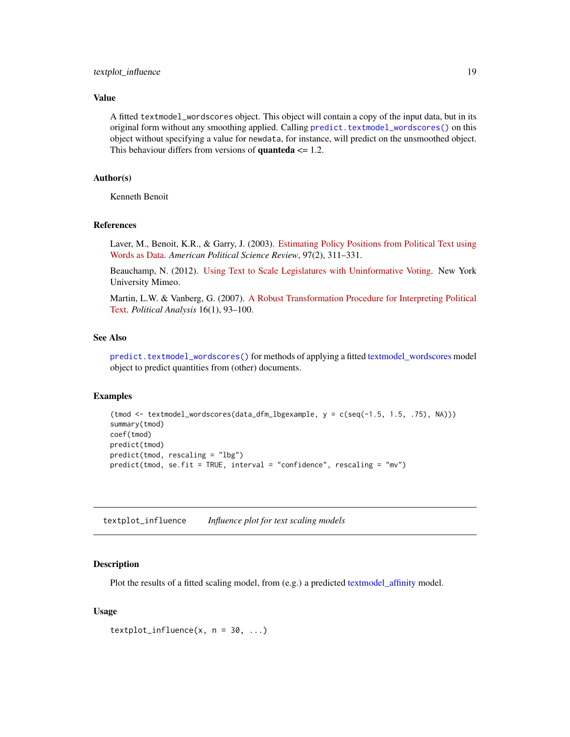### Value

A fitted `textmodel_wordscores` object. This object will contain a copy of the input data, but in its original form without any smoothing applied. Calling `predict.textmodel_wordscores()` on this object without specifying a value for `newdata`, for instance, will predict on the unsmoothed object. This behaviour differs from versions of **quanteda** <= 1.2.

### Author(s)

Kenneth Benoit

### References

Laver, M., Benoit, K.R., & Garry, J. (2003). Estimating Policy Positions from Political Text using Words as Data. *American Political Science Review*, 97(2), 311–331.

Beauchamp, N. (2012). Using Text to Scale Legislatures with Uninformative Voting. New York University Mimeo.

Martin, L.W. & Vanberg, G. (2007). A Robust Transformation Procedure for Interpreting Political Text. *Political Analysis* 16(1), 93–100.

### See Also

`predict.textmodel_wordscores()` for methods of applying a fitted textmodel_wordscores model object to predict quantities from (other) documents.

### Examples

```
(tmod <- textmodel_wordscores(data_dfm_lbgexample, y = c(seq(-1.5, 1.5, .75), NA)))
summary(tmod)
coef(tmod)
predict(tmod)
predict(tmod, rescaling = "lbg")
predict(tmod, se.fit = TRUE, interval = "confidence", rescaling = "mv")
```

---

## textplot_influence &nbsp;&nbsp;&nbsp; *Influence plot for text scaling models*

### Description

Plot the results of a fitted scaling model, from (e.g.) a predicted textmodel_affinity model.

### Usage

```
textplot_influence(x, n = 30, ...)
```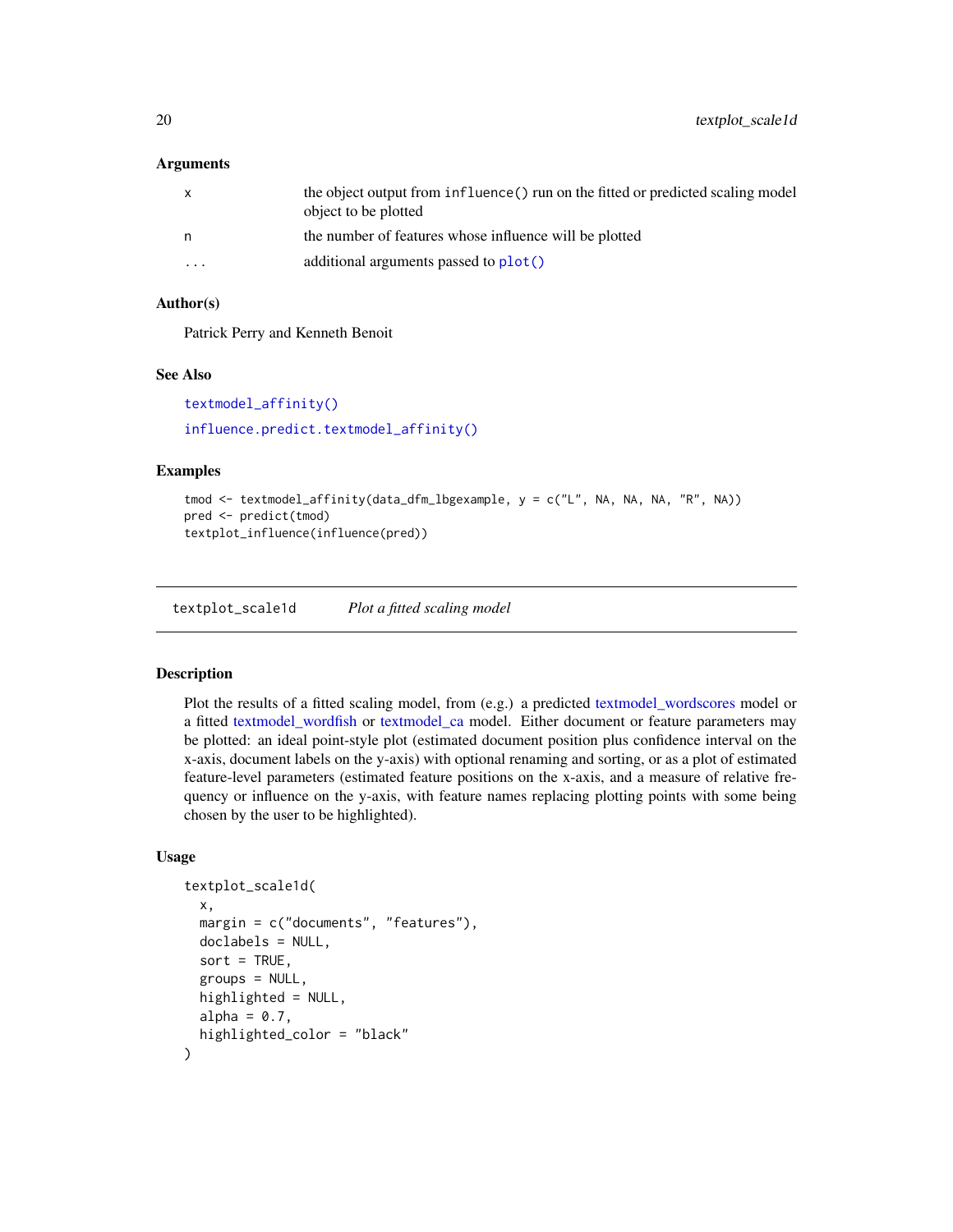### Arguments

| | |
|---|---|
| `x` | the object output from `influence()` run on the fitted or predicted scaling model object to be plotted |
| `n` | the number of features whose influence will be plotted |
| `...` | additional arguments passed to `plot()` |

### Author(s)

Patrick Perry and Kenneth Benoit

### See Also

`textmodel_affinity()`

`influence.predict.textmodel_affinity()`

### Examples

```
tmod <- textmodel_affinity(data_dfm_lbgexample, y = c("L", NA, NA, NA, "R", NA))
pred <- predict(tmod)
textplot_influence(influence(pred))
```

---

## textplot_scale1d &nbsp;&nbsp;&nbsp; *Plot a fitted scaling model*

---

### Description

Plot the results of a fitted scaling model, from (e.g.) a predicted textmodel_wordscores model or a fitted textmodel_wordfish or textmodel_ca model. Either document or feature parameters may be plotted: an ideal point-style plot (estimated document position plus confidence interval on the x-axis, document labels on the y-axis) with optional renaming and sorting, or as a plot of estimated feature-level parameters (estimated feature positions on the x-axis, and a measure of relative frequency or influence on the y-axis, with feature names replacing plotting points with some being chosen by the user to be highlighted).

### Usage

```
textplot_scale1d(
  x,
  margin = c("documents", "features"),
  doclabels = NULL,
  sort = TRUE,
  groups = NULL,
  highlighted = NULL,
  alpha = 0.7,
  highlighted_color = "black"
)
```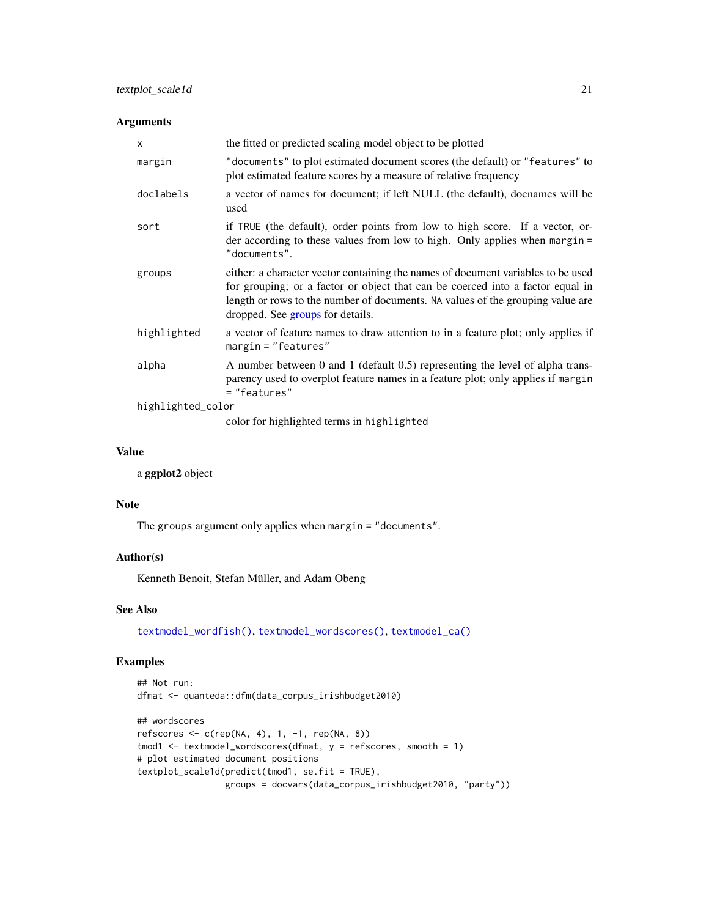### Arguments

| | |
|---|---|
| `x` | the fitted or predicted scaling model object to be plotted |
| `margin` | `"documents"` to plot estimated document scores (the default) or `"features"` to plot estimated feature scores by a measure of relative frequency |
| `doclabels` | a vector of names for document; if left NULL (the default), docnames will be used |
| `sort` | if `TRUE` (the default), order points from low to high score. If a vector, order according to these values from low to high. Only applies when `margin = "documents"`. |
| `groups` | either: a character vector containing the names of document variables to be used for grouping; or a factor or object that can be coerced into a factor equal in length or rows to the number of documents. `NA` values of the grouping value are dropped. See groups for details. |
| `highlighted` | a vector of feature names to draw attention to in a feature plot; only applies if `margin = "features"` |
| `alpha` | A number between 0 and 1 (default 0.5) representing the level of alpha transparency used to overplot feature names in a feature plot; only applies if `margin = "features"` |
| `highlighted_color` | color for highlighted terms in `highlighted` |

### Value

a **ggplot2** object

### Note

The `groups` argument only applies when `margin = "documents"`.

### Author(s)

Kenneth Benoit, Stefan Müller, and Adam Obeng

### See Also

`textmodel_wordfish()`, `textmodel_wordscores()`, `textmodel_ca()`

### Examples

```
## Not run:
dfmat <- quanteda::dfm(data_corpus_irishbudget2010)

## wordscores
refscores <- c(rep(NA, 4), 1, -1, rep(NA, 8))
tmod1 <- textmodel_wordscores(dfmat, y = refscores, smooth = 1)
# plot estimated document positions
textplot_scale1d(predict(tmod1, se.fit = TRUE),
                 groups = docvars(data_corpus_irishbudget2010, "party"))
```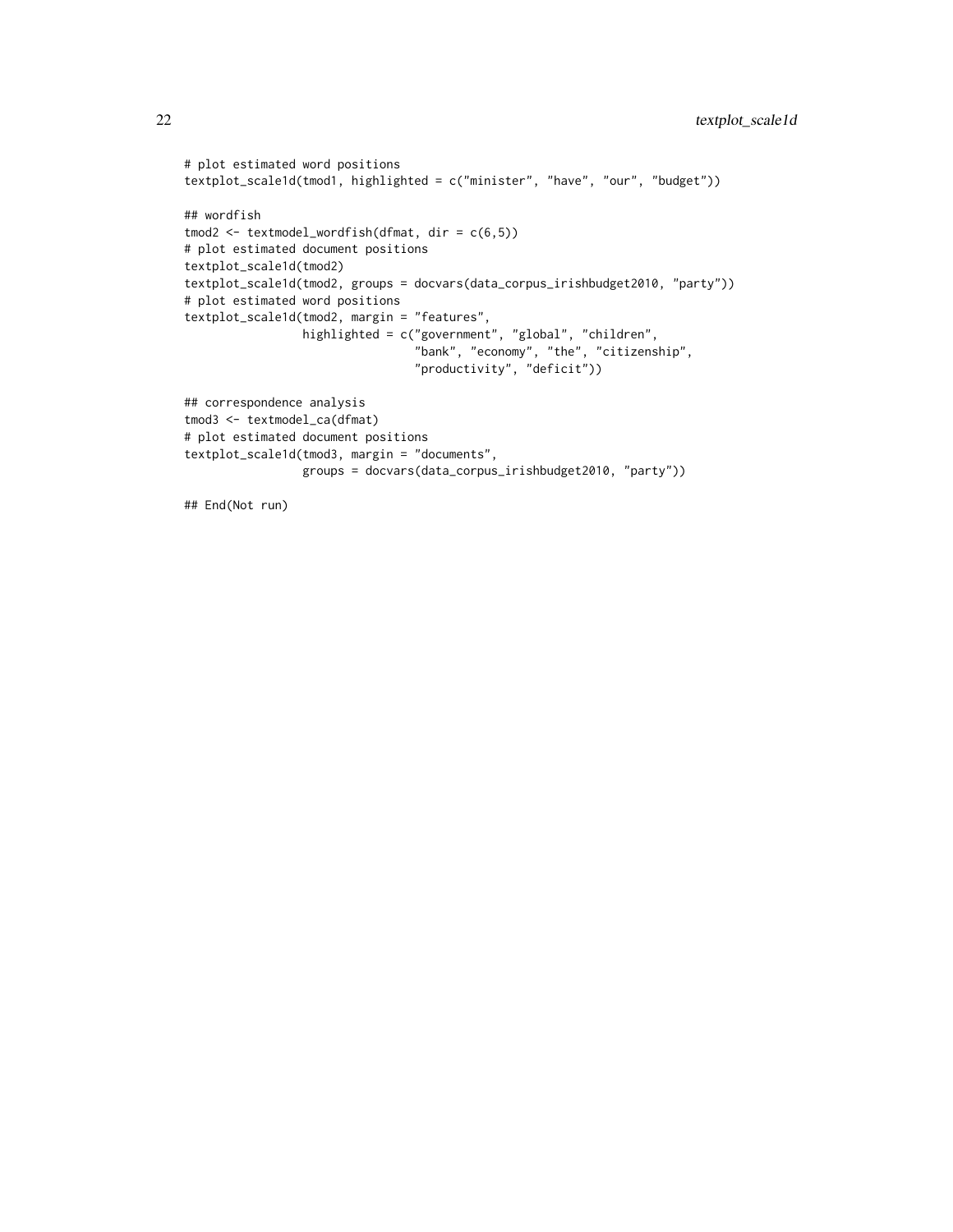```
# plot estimated word positions
textplot_scale1d(tmod1, highlighted = c("minister", "have", "our", "budget"))

## wordfish
tmod2 <- textmodel_wordfish(dfmat, dir = c(6,5))
# plot estimated document positions
textplot_scale1d(tmod2)
textplot_scale1d(tmod2, groups = docvars(data_corpus_irishbudget2010, "party"))
# plot estimated word positions
textplot_scale1d(tmod2, margin = "features",
                 highlighted = c("government", "global", "children",
                                 "bank", "economy", "the", "citizenship",
                                 "productivity", "deficit"))

## correspondence analysis
tmod3 <- textmodel_ca(dfmat)
# plot estimated document positions
textplot_scale1d(tmod3, margin = "documents",
                 groups = docvars(data_corpus_irishbudget2010, "party"))

## End(Not run)
```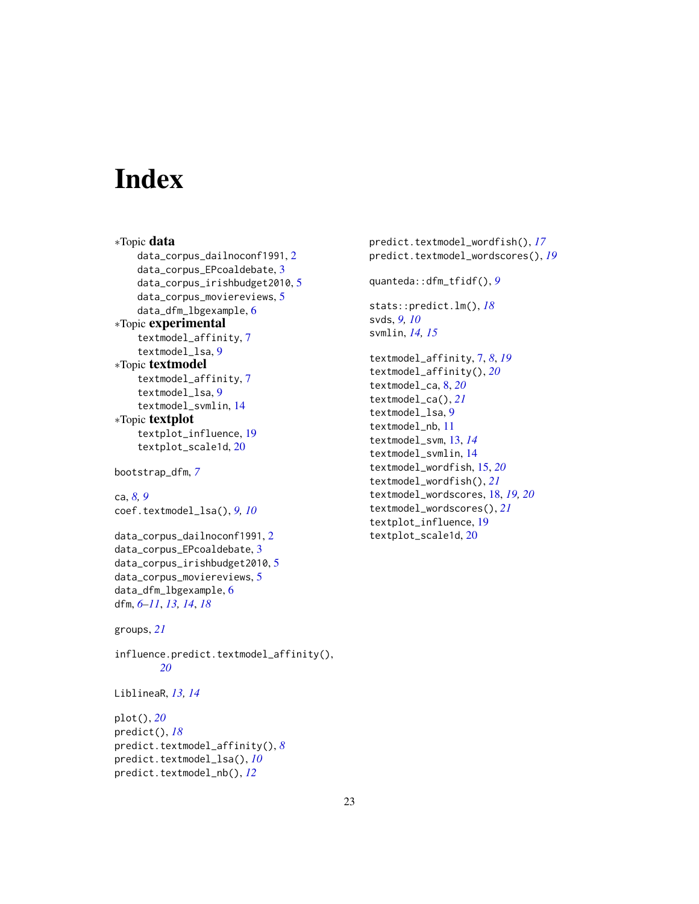# Index

∗Topic **data**
- data_corpus_dailnoconf1991, 2
- data_corpus_EPcoaldebate, 3
- data_corpus_irishbudget2010, 5
- data_corpus_moviereviews, 5
- data_dfm_lbgexample, 6

∗Topic **experimental**
- textmodel_affinity, 7
- textmodel_lsa, 9

∗Topic **textmodel**
- textmodel_affinity, 7
- textmodel_lsa, 9
- textmodel_svmlin, 14

∗Topic **textplot**
- textplot_influence, 19
- textplot_scale1d, 20

bootstrap_dfm, *7*

ca, *8, 9*
coef.textmodel_lsa(), *9, 10*

data_corpus_dailnoconf1991, 2
data_corpus_EPcoaldebate, 3
data_corpus_irishbudget2010, 5
data_corpus_moviereviews, 5
data_dfm_lbgexample, 6
dfm, *6–11*, *13, 14*, *18*

groups, *21*

influence.predict.textmodel_affinity(), *20*

LiblineaR, *13, 14*

plot(), *20*
predict(), *18*
predict.textmodel_affinity(), *8*
predict.textmodel_lsa(), *10*
predict.textmodel_nb(), *12*
predict.textmodel_wordfish(), *17*
predict.textmodel_wordscores(), *19*

quanteda::dfm_tfidf(), *9*

stats::predict.lm(), *18*
svds, *9, 10*
svmlin, *14, 15*

textmodel_affinity, 7, *8*, *19*
textmodel_affinity(), *20*
textmodel_ca, 8, *20*
textmodel_ca(), *21*
textmodel_lsa, 9
textmodel_nb, 11
textmodel_svm, 13, *14*
textmodel_svmlin, 14
textmodel_wordfish, 15, *20*
textmodel_wordfish(), *21*
textmodel_wordscores, 18, *19, 20*
textmodel_wordscores(), *21*
textplot_influence, 19
textplot_scale1d, 20